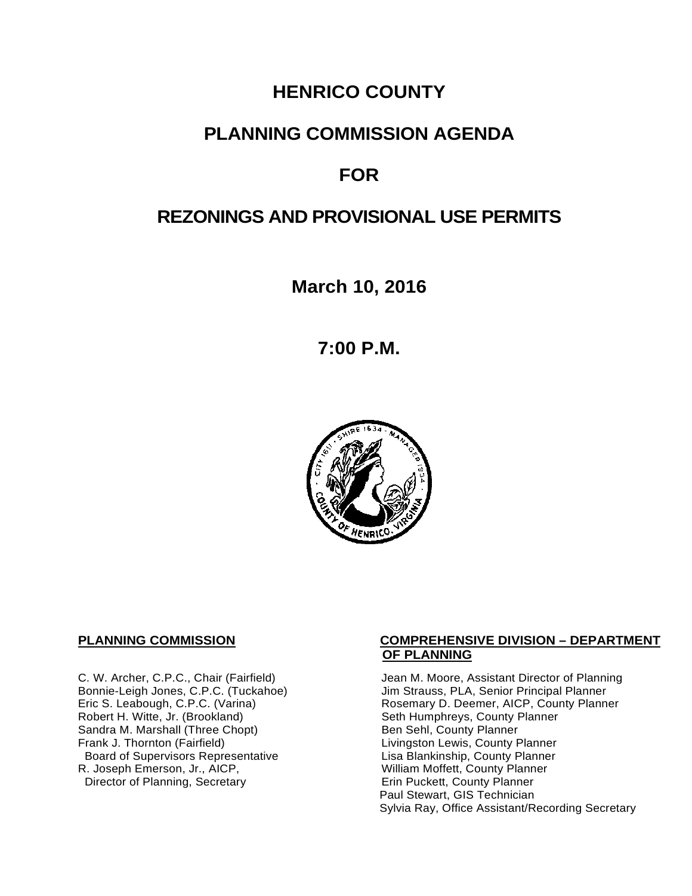# HENRICO COUNTY

# PLANNING COMMISSION AGENDA

# FOR

# REZONINGS AND PROVISIONAL USE PERMITS

**March 10, 2016**

**7:00 P.M.**

**PLANNING COMMISSION**

C. W. Archer, C.P.C., Chair (Fairfield)
Bonnie-Leigh Jones, C.P.C. (Tuckahoe)
Eric S. Leabough, C.P.C. (Varina)
Robert H. Witte, Jr. (Brookland)
Sandra M. Marshall (Three Chopt)
Frank J. Thornton (Fairfield)
Board of Supervisors Representative
R. Joseph Emerson, Jr., AICP,
Director of Planning, Secretary

**COMPREHENSIVE DIVISION – DEPARTMENT OF PLANNING**

Jean M. Moore, Assistant Director of Planning
Jim Strauss, PLA, Senior Principal Planner
Rosemary D. Deemer, AICP, County Planner
Seth Humphreys, County Planner
Ben Sehl, County Planner
Livingston Lewis, County Planner
Lisa Blankinship, County Planner
William Moffett, County Planner
Erin Puckett, County Planner
Paul Stewart, GIS Technician
Sylvia Ray, Office Assistant/Recording Secretary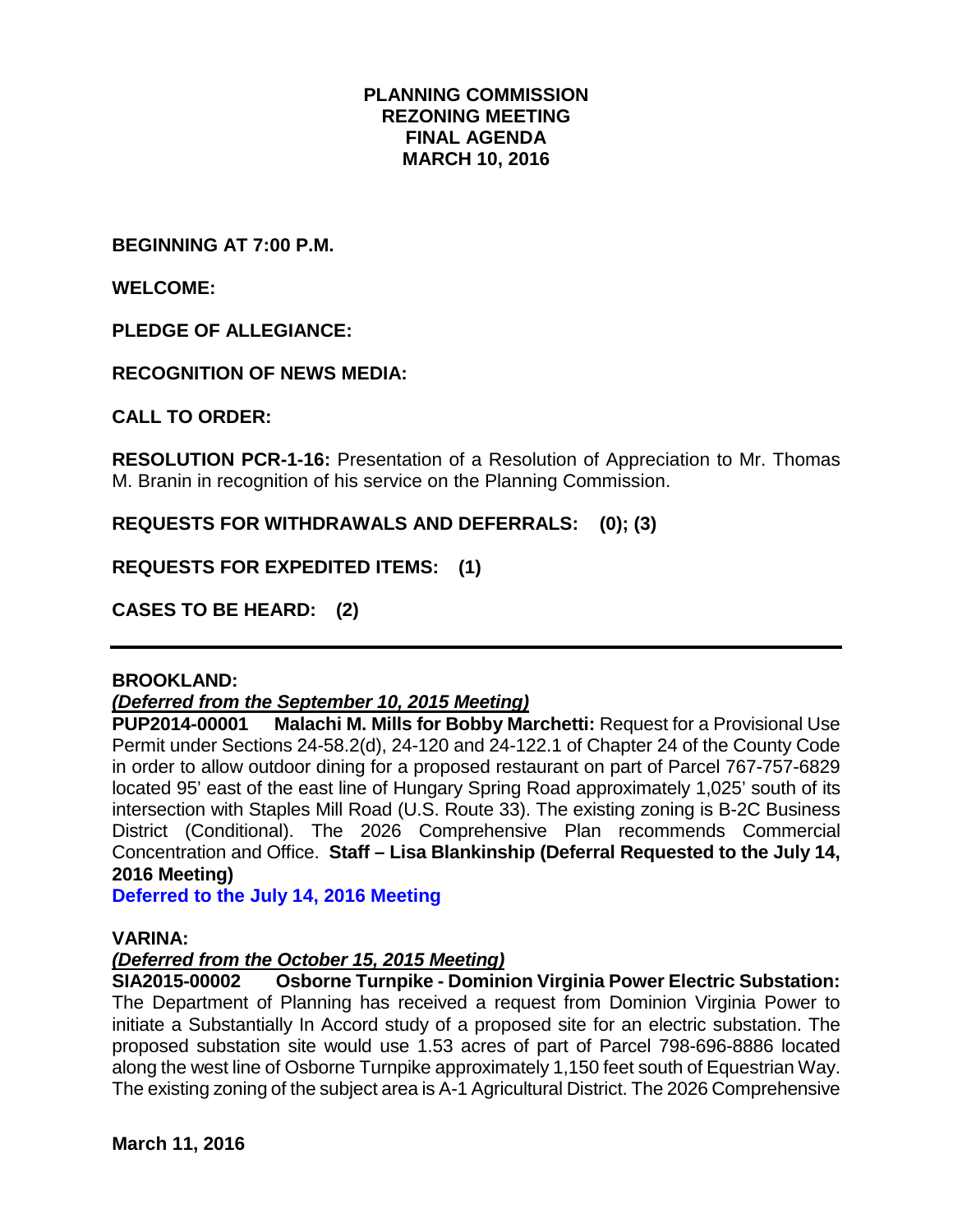**PLANNING COMMISSION**
**REZONING MEETING**
**FINAL AGENDA**
**MARCH 10, 2016**

**BEGINNING AT 7:00 P.M.**

**WELCOME:**

**PLEDGE OF ALLEGIANCE:**

**RECOGNITION OF NEWS MEDIA:**

**CALL TO ORDER:**

**RESOLUTION PCR-1-16:** Presentation of a Resolution of Appreciation to Mr. Thomas M. Branin in recognition of his service on the Planning Commission.

**REQUESTS FOR WITHDRAWALS AND DEFERRALS: (0); (3)**

**REQUESTS FOR EXPEDITED ITEMS: (1)**

**CASES TO BE HEARD: (2)**

---

**BROOKLAND:**

***(Deferred from the September 10, 2015 Meeting)***

**PUP2014-00001 Malachi M. Mills for Bobby Marchetti:** Request for a Provisional Use Permit under Sections 24-58.2(d), 24-120 and 24-122.1 of Chapter 24 of the County Code in order to allow outdoor dining for a proposed restaurant on part of Parcel 767-757-6829 located 95' east of the east line of Hungary Spring Road approximately 1,025' south of its intersection with Staples Mill Road (U.S. Route 33). The existing zoning is B-2C Business District (Conditional). The 2026 Comprehensive Plan recommends Commercial Concentration and Office. **Staff – Lisa Blankinship (Deferral Requested to the July 14, 2016 Meeting)**

**Deferred to the July 14, 2016 Meeting**

**VARINA:**

***(Deferred from the October 15, 2015 Meeting)***

**SIA2015-00002 Osborne Turnpike - Dominion Virginia Power Electric Substation:** The Department of Planning has received a request from Dominion Virginia Power to initiate a Substantially In Accord study of a proposed site for an electric substation. The proposed substation site would use 1.53 acres of part of Parcel 798-696-8886 located along the west line of Osborne Turnpike approximately 1,150 feet south of Equestrian Way. The existing zoning of the subject area is A-1 Agricultural District. The 2026 Comprehensive

**March 11, 2016**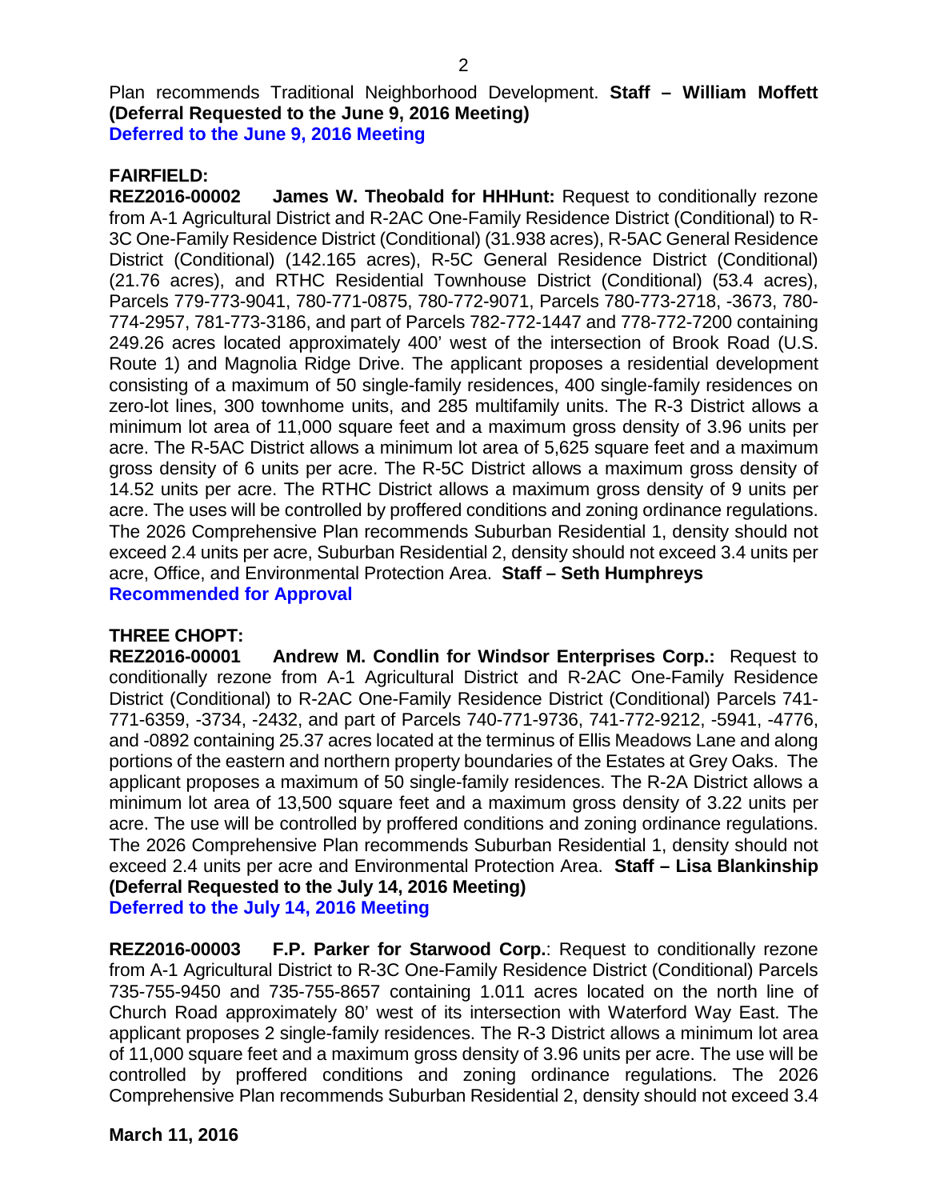Plan recommends Traditional Neighborhood Development. **Staff – William Moffett (Deferral Requested to the June 9, 2016 Meeting)**
**Deferred to the June 9, 2016 Meeting**

**FAIRFIELD:**
**REZ2016-00002 James W. Theobald for HHHunt:** Request to conditionally rezone from A-1 Agricultural District and R-2AC One-Family Residence District (Conditional) to R-3C One-Family Residence District (Conditional) (31.938 acres), R-5AC General Residence District (Conditional) (142.165 acres), R-5C General Residence District (Conditional) (21.76 acres), and RTHC Residential Townhouse District (Conditional) (53.4 acres), Parcels 779-773-9041, 780-771-0875, 780-772-9071, Parcels 780-773-2718, -3673, 780-774-2957, 781-773-3186, and part of Parcels 782-772-1447 and 778-772-7200 containing 249.26 acres located approximately 400' west of the intersection of Brook Road (U.S. Route 1) and Magnolia Ridge Drive. The applicant proposes a residential development consisting of a maximum of 50 single-family residences, 400 single-family residences on zero-lot lines, 300 townhome units, and 285 multifamily units. The R-3 District allows a minimum lot area of 11,000 square feet and a maximum gross density of 3.96 units per acre. The R-5AC District allows a minimum lot area of 5,625 square feet and a maximum gross density of 6 units per acre. The R-5C District allows a maximum gross density of 14.52 units per acre. The RTHC District allows a maximum gross density of 9 units per acre. The uses will be controlled by proffered conditions and zoning ordinance regulations. The 2026 Comprehensive Plan recommends Suburban Residential 1, density should not exceed 2.4 units per acre, Suburban Residential 2, density should not exceed 3.4 units per acre, Office, and Environmental Protection Area. **Staff – Seth Humphreys**
**Recommended for Approval**

**THREE CHOPT:**
**REZ2016-00001 Andrew M. Condlin for Windsor Enterprises Corp.:** Request to conditionally rezone from A-1 Agricultural District and R-2AC One-Family Residence District (Conditional) to R-2AC One-Family Residence District (Conditional) Parcels 741-771-6359, -3734, -2432, and part of Parcels 740-771-9736, 741-772-9212, -5941, -4776, and -0892 containing 25.37 acres located at the terminus of Ellis Meadows Lane and along portions of the eastern and northern property boundaries of the Estates at Grey Oaks. The applicant proposes a maximum of 50 single-family residences. The R-2A District allows a minimum lot area of 13,500 square feet and a maximum gross density of 3.22 units per acre. The use will be controlled by proffered conditions and zoning ordinance regulations. The 2026 Comprehensive Plan recommends Suburban Residential 1, density should not exceed 2.4 units per acre and Environmental Protection Area. **Staff – Lisa Blankinship (Deferral Requested to the July 14, 2016 Meeting)**
**Deferred to the July 14, 2016 Meeting**

**REZ2016-00003 F.P. Parker for Starwood Corp.**: Request to conditionally rezone from A-1 Agricultural District to R-3C One-Family Residence District (Conditional) Parcels 735-755-9450 and 735-755-8657 containing 1.011 acres located on the north line of Church Road approximately 80' west of its intersection with Waterford Way East. The applicant proposes 2 single-family residences. The R-3 District allows a minimum lot area of 11,000 square feet and a maximum gross density of 3.96 units per acre. The use will be controlled by proffered conditions and zoning ordinance regulations. The 2026 Comprehensive Plan recommends Suburban Residential 2, density should not exceed 3.4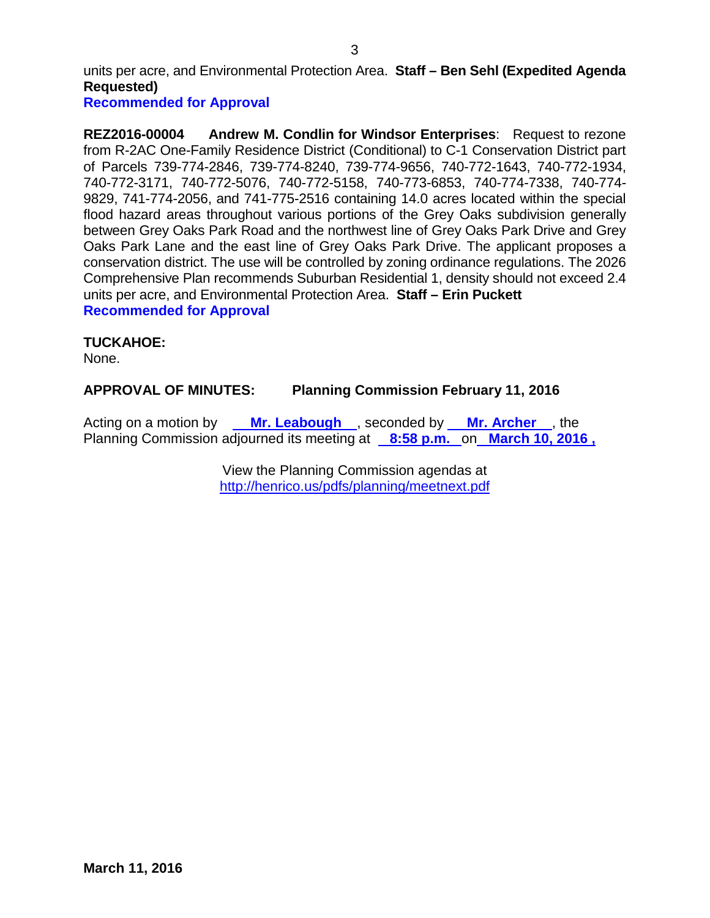units per acre, and Environmental Protection Area. **Staff – Ben Sehl (Expedited Agenda Requested)**
**Recommended for Approval**

**REZ2016-00004 Andrew M. Condlin for Windsor Enterprises**: Request to rezone from R-2AC One-Family Residence District (Conditional) to C-1 Conservation District part of Parcels 739-774-2846, 739-774-8240, 739-774-9656, 740-772-1643, 740-772-1934, 740-772-3171, 740-772-5076, 740-772-5158, 740-773-6853, 740-774-7338, 740-774-9829, 741-774-2056, and 741-775-2516 containing 14.0 acres located within the special flood hazard areas throughout various portions of the Grey Oaks subdivision generally between Grey Oaks Park Road and the northwest line of Grey Oaks Park Drive and Grey Oaks Park Lane and the east line of Grey Oaks Park Drive. The applicant proposes a conservation district. The use will be controlled by zoning ordinance regulations. The 2026 Comprehensive Plan recommends Suburban Residential 1, density should not exceed 2.4 units per acre, and Environmental Protection Area. **Staff – Erin Puckett**
**Recommended for Approval**

**TUCKAHOE:**
None.

**APPROVAL OF MINUTES: Planning Commission February 11, 2016**

Acting on a motion by **Mr. Leabough**, seconded by **Mr. Archer**, the Planning Commission adjourned its meeting at **8:58 p.m.** on **March 10, 2016 ,**

View the Planning Commission agendas at
http://henrico.us/pdfs/planning/meetnext.pdf

**March 11, 2016**